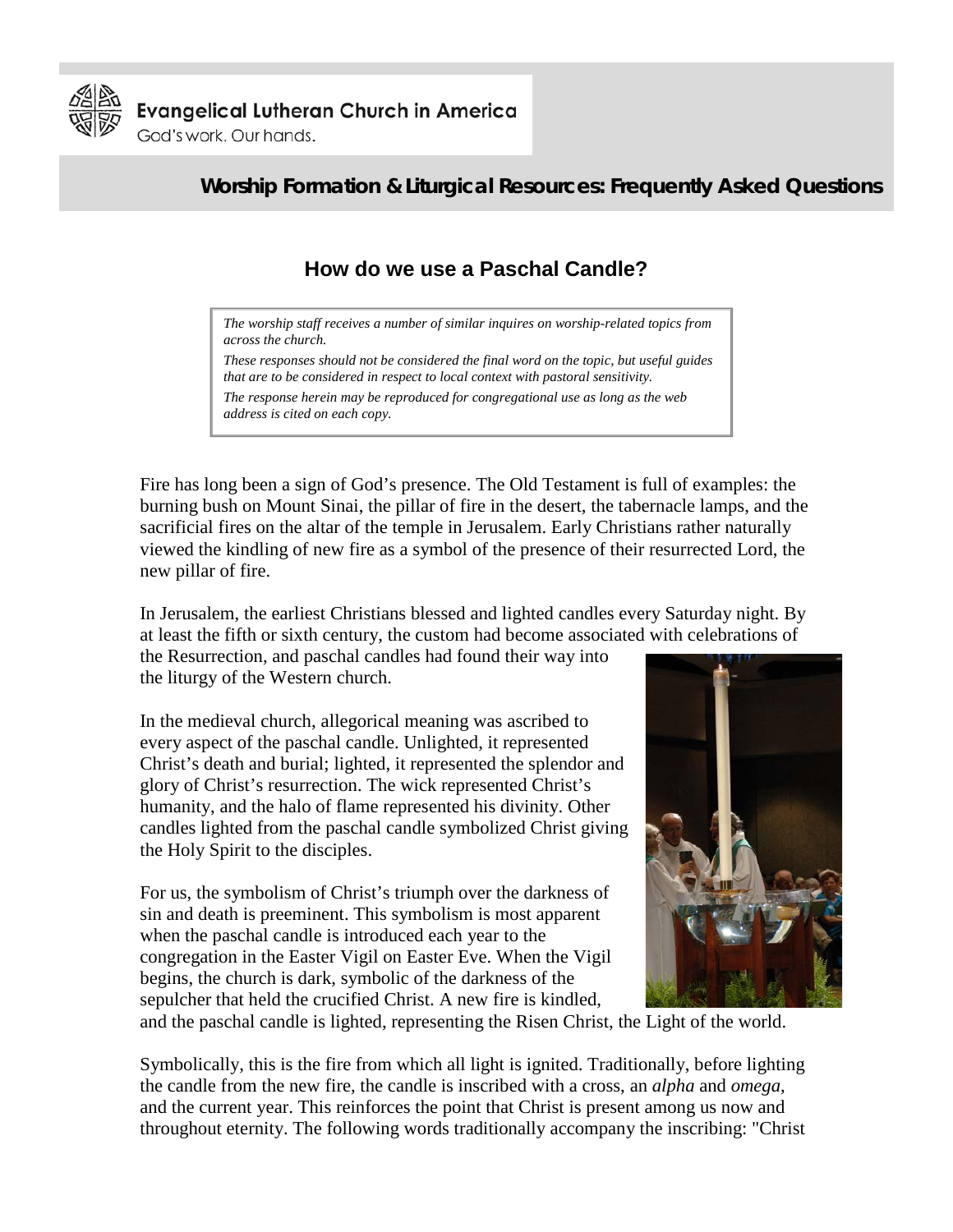Evangelical Lutheran Church in America
God's work. Our hands.

**Worship Formation & Liturgical Resources: Frequently Asked Questions**

## How do we use a Paschal Candle?

*The worship staff receives a number of similar inquires on worship-related topics from across the church.*

*These responses should not be considered the final word on the topic, but useful guides that are to be considered in respect to local context with pastoral sensitivity.*

*The response herein may be reproduced for congregational use as long as the web address is cited on each copy.*

Fire has long been a sign of God's presence. The Old Testament is full of examples: the burning bush on Mount Sinai, the pillar of fire in the desert, the tabernacle lamps, and the sacrificial fires on the altar of the temple in Jerusalem. Early Christians rather naturally viewed the kindling of new fire as a symbol of the presence of their resurrected Lord, the new pillar of fire.

In Jerusalem, the earliest Christians blessed and lighted candles every Saturday night. By at least the fifth or sixth century, the custom had become associated with celebrations of the Resurrection, and paschal candles had found their way into the liturgy of the Western church.

In the medieval church, allegorical meaning was ascribed to every aspect of the paschal candle. Unlighted, it represented Christ's death and burial; lighted, it represented the splendor and glory of Christ's resurrection. The wick represented Christ's humanity, and the halo of flame represented his divinity. Other candles lighted from the paschal candle symbolized Christ giving the Holy Spirit to the disciples.

For us, the symbolism of Christ's triumph over the darkness of sin and death is preeminent. This symbolism is most apparent when the paschal candle is introduced each year to the congregation in the Easter Vigil on Easter Eve. When the Vigil begins, the church is dark, symbolic of the darkness of the sepulcher that held the crucified Christ. A new fire is kindled, and the paschal candle is lighted, representing the Risen Christ, the Light of the world.

Symbolically, this is the fire from which all light is ignited. Traditionally, before lighting the candle from the new fire, the candle is inscribed with a cross, an *alpha* and *omega*, and the current year. This reinforces the point that Christ is present among us now and throughout eternity. The following words traditionally accompany the inscribing: "Christ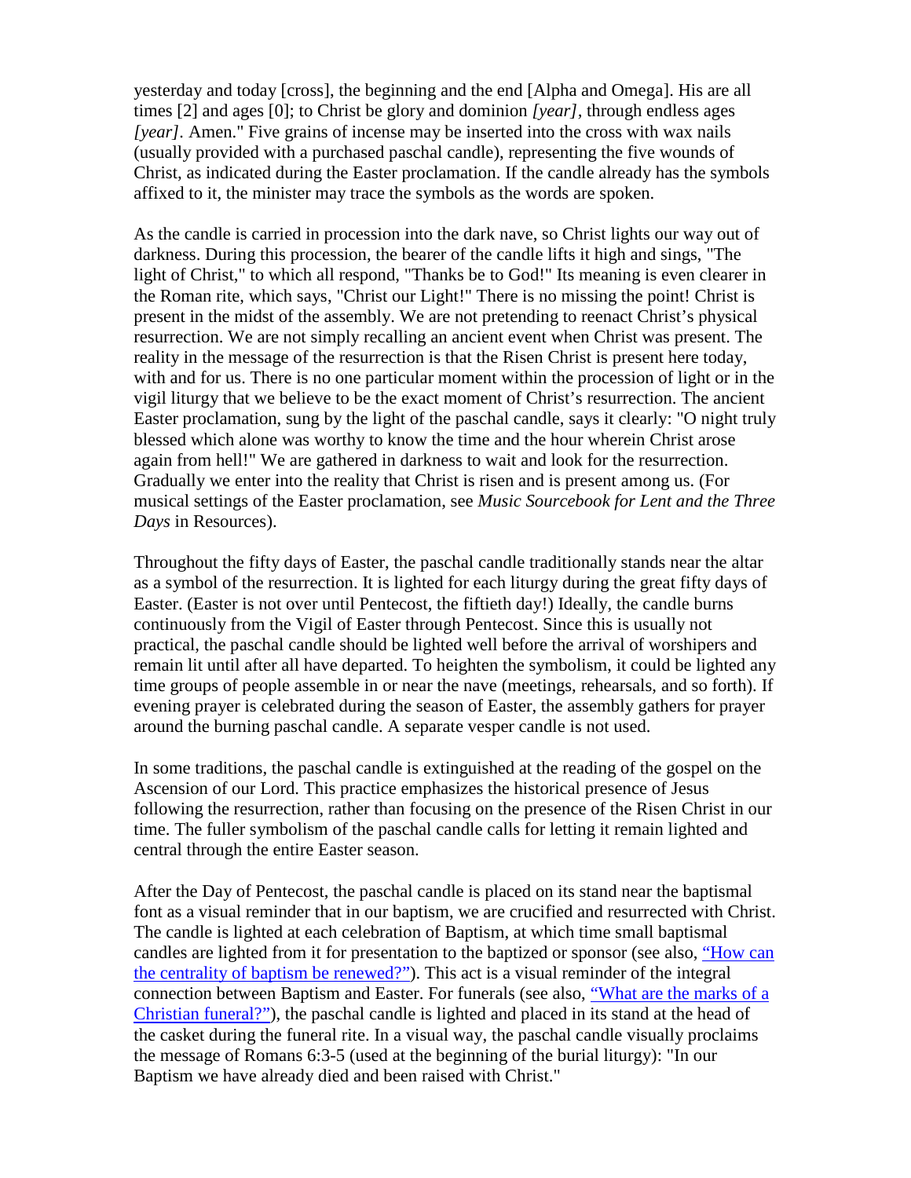yesterday and today [cross], the beginning and the end [Alpha and Omega]. His are all times [2] and ages [0]; to Christ be glory and dominion *[year]*, through endless ages *[year]*. Amen." Five grains of incense may be inserted into the cross with wax nails (usually provided with a purchased paschal candle), representing the five wounds of Christ, as indicated during the Easter proclamation. If the candle already has the symbols affixed to it, the minister may trace the symbols as the words are spoken.

As the candle is carried in procession into the dark nave, so Christ lights our way out of darkness. During this procession, the bearer of the candle lifts it high and sings, "The light of Christ," to which all respond, "Thanks be to God!" Its meaning is even clearer in the Roman rite, which says, "Christ our Light!" There is no missing the point! Christ is present in the midst of the assembly. We are not pretending to reenact Christ's physical resurrection. We are not simply recalling an ancient event when Christ was present. The reality in the message of the resurrection is that the Risen Christ is present here today, with and for us. There is no one particular moment within the procession of light or in the vigil liturgy that we believe to be the exact moment of Christ's resurrection. The ancient Easter proclamation, sung by the light of the paschal candle, says it clearly: "O night truly blessed which alone was worthy to know the time and the hour wherein Christ arose again from hell!" We are gathered in darkness to wait and look for the resurrection. Gradually we enter into the reality that Christ is risen and is present among us. (For musical settings of the Easter proclamation, see *Music Sourcebook for Lent and the Three Days* in Resources).

Throughout the fifty days of Easter, the paschal candle traditionally stands near the altar as a symbol of the resurrection. It is lighted for each liturgy during the great fifty days of Easter. (Easter is not over until Pentecost, the fiftieth day!) Ideally, the candle burns continuously from the Vigil of Easter through Pentecost. Since this is usually not practical, the paschal candle should be lighted well before the arrival of worshipers and remain lit until after all have departed. To heighten the symbolism, it could be lighted any time groups of people assemble in or near the nave (meetings, rehearsals, and so forth). If evening prayer is celebrated during the season of Easter, the assembly gathers for prayer around the burning paschal candle. A separate vesper candle is not used.

In some traditions, the paschal candle is extinguished at the reading of the gospel on the Ascension of our Lord. This practice emphasizes the historical presence of Jesus following the resurrection, rather than focusing on the presence of the Risen Christ in our time. The fuller symbolism of the paschal candle calls for letting it remain lighted and central through the entire Easter season.

After the Day of Pentecost, the paschal candle is placed on its stand near the baptismal font as a visual reminder that in our baptism, we are crucified and resurrected with Christ. The candle is lighted at each celebration of Baptism, at which time small baptismal candles are lighted from it for presentation to the baptized or sponsor (see also, "How can the centrality of baptism be renewed?"). This act is a visual reminder of the integral connection between Baptism and Easter. For funerals (see also, "What are the marks of a Christian funeral?"), the paschal candle is lighted and placed in its stand at the head of the casket during the funeral rite. In a visual way, the paschal candle visually proclaims the message of Romans 6:3-5 (used at the beginning of the burial liturgy): "In our Baptism we have already died and been raised with Christ."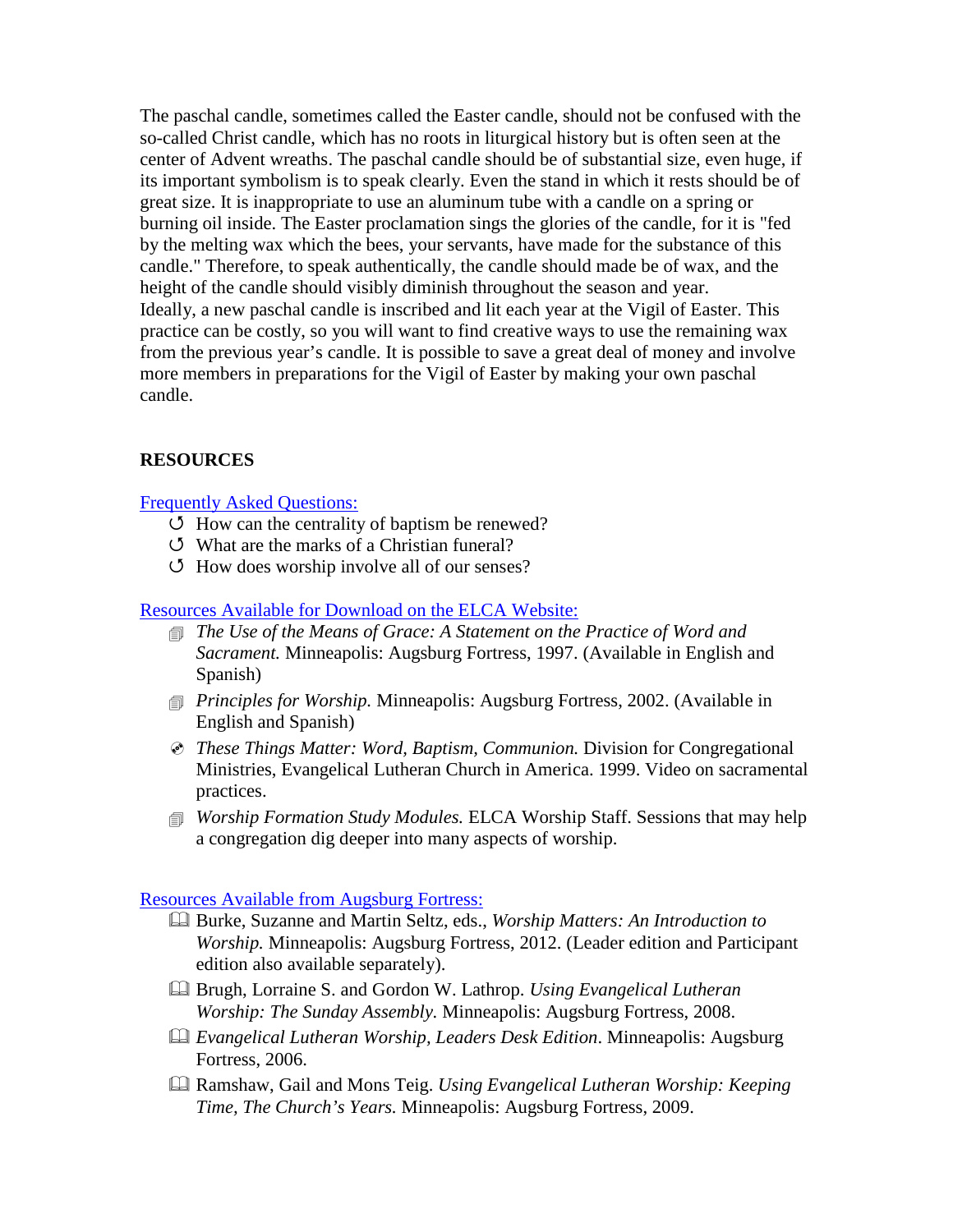The paschal candle, sometimes called the Easter candle, should not be confused with the so-called Christ candle, which has no roots in liturgical history but is often seen at the center of Advent wreaths. The paschal candle should be of substantial size, even huge, if its important symbolism is to speak clearly. Even the stand in which it rests should be of great size. It is inappropriate to use an aluminum tube with a candle on a spring or burning oil inside. The Easter proclamation sings the glories of the candle, for it is "fed by the melting wax which the bees, your servants, have made for the substance of this candle." Therefore, to speak authentically, the candle should made be of wax, and the height of the candle should visibly diminish throughout the season and year.
Ideally, a new paschal candle is inscribed and lit each year at the Vigil of Easter. This practice can be costly, so you will want to find creative ways to use the remaining wax from the previous year's candle. It is possible to save a great deal of money and involve more members in preparations for the Vigil of Easter by making your own paschal candle.

**RESOURCES**

Frequently Asked Questions:

- How can the centrality of baptism be renewed?
- What are the marks of a Christian funeral?
- How does worship involve all of our senses?

Resources Available for Download on the ELCA Website:

- *The Use of the Means of Grace: A Statement on the Practice of Word and Sacrament.* Minneapolis: Augsburg Fortress, 1997. (Available in English and Spanish)
- *Principles for Worship.* Minneapolis: Augsburg Fortress, 2002. (Available in English and Spanish)
- *These Things Matter: Word, Baptism, Communion.* Division for Congregational Ministries, Evangelical Lutheran Church in America. 1999. Video on sacramental practices.
- *Worship Formation Study Modules.* ELCA Worship Staff. Sessions that may help a congregation dig deeper into many aspects of worship.

Resources Available from Augsburg Fortress:

- Burke, Suzanne and Martin Seltz, eds., *Worship Matters: An Introduction to Worship.* Minneapolis: Augsburg Fortress, 2012. (Leader edition and Participant edition also available separately).
- Brugh, Lorraine S. and Gordon W. Lathrop. *Using Evangelical Lutheran Worship: The Sunday Assembly.* Minneapolis: Augsburg Fortress, 2008.
- *Evangelical Lutheran Worship, Leaders Desk Edition*. Minneapolis: Augsburg Fortress, 2006.
- Ramshaw, Gail and Mons Teig. *Using Evangelical Lutheran Worship: Keeping Time, The Church's Years.* Minneapolis: Augsburg Fortress, 2009.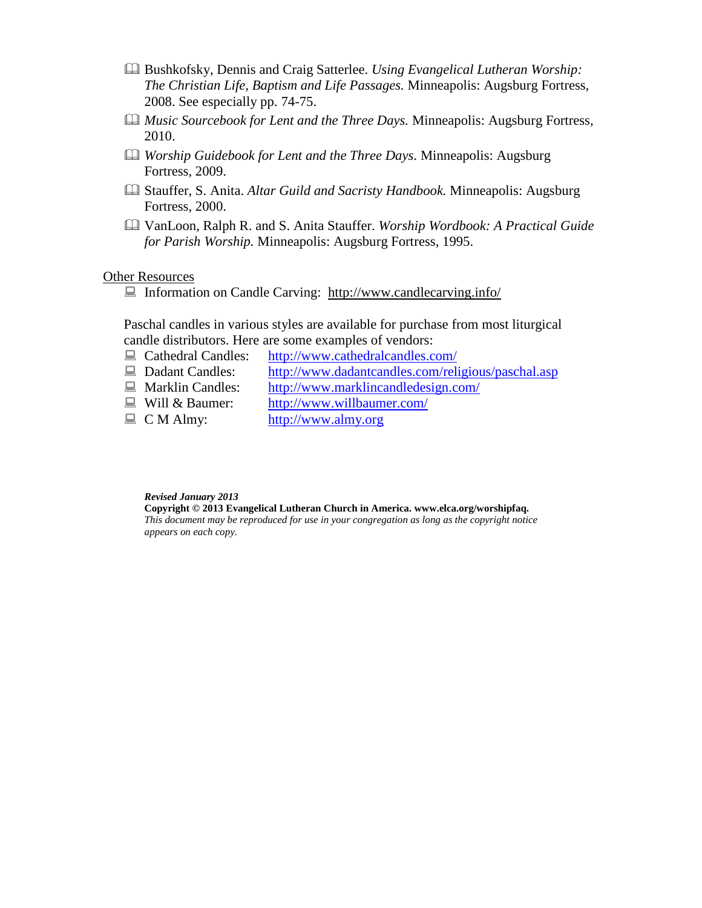- Bushkofsky, Dennis and Craig Satterlee. *Using Evangelical Lutheran Worship: The Christian Life, Baptism and Life Passages.* Minneapolis: Augsburg Fortress, 2008. See especially pp. 74-75.
- *Music Sourcebook for Lent and the Three Days.* Minneapolis: Augsburg Fortress, 2010.
- *Worship Guidebook for Lent and the Three Days*. Minneapolis: Augsburg Fortress, 2009.
- Stauffer, S. Anita. *Altar Guild and Sacristy Handbook.* Minneapolis: Augsburg Fortress, 2000.
- VanLoon, Ralph R. and S. Anita Stauffer. *Worship Wordbook: A Practical Guide for Parish Worship.* Minneapolis: Augsburg Fortress, 1995.

Other Resources

- Information on Candle Carving: http://www.candlecarving.info/

Paschal candles in various styles are available for purchase from most liturgical candle distributors. Here are some examples of vendors:

- Cathedral Candles: http://www.cathedralcandles.com/
- Dadant Candles: http://www.dadantcandles.com/religious/paschal.asp
- Marklin Candles: http://www.marklincandledesign.com/
- Will & Baumer: http://www.willbaumer.com/
- C M Almy: http://www.almy.org

***Revised January 2013***
**Copyright © 2013 Evangelical Lutheran Church in America. www.elca.org/worshipfaq.**
*This document may be reproduced for use in your congregation as long as the copyright notice appears on each copy.*